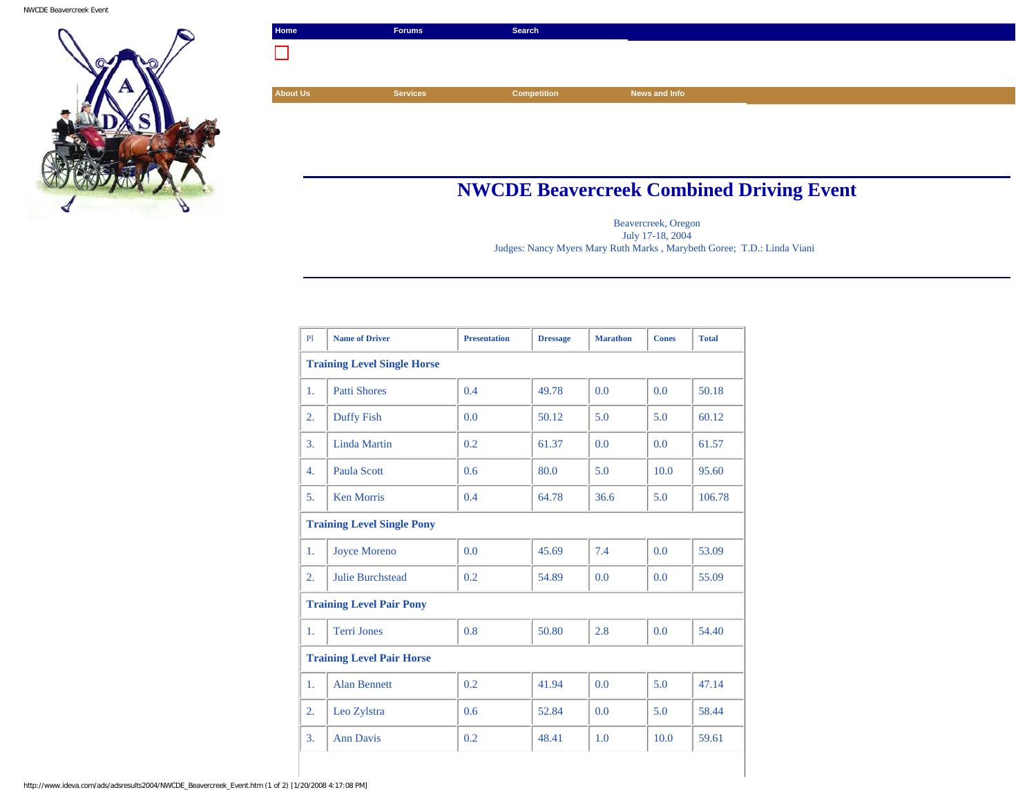Home | Forums | Search

About Us | Services | Competition | News and Info

# NWCDE Beavercreek Combined Driving Event

Beavercreek, Oregon
July 17-18, 2004
Judges: Nancy Myers Mary Ruth Marks , Marybeth Goree; T.D.: Linda Viani

| Pl | Name of Driver | Presentation | Dressage | Marathon | Cones | Total |
|---|---|---|---|---|---|---|
| **Training Level Single Horse** | | | | | | |
| 1. | Patti Shores | 0.4 | 49.78 | 0.0 | 0.0 | 50.18 |
| 2. | Duffy Fish | 0.0 | 50.12 | 5.0 | 5.0 | 60.12 |
| 3. | Linda Martin | 0.2 | 61.37 | 0.0 | 0.0 | 61.57 |
| 4. | Paula Scott | 0.6 | 80.0 | 5.0 | 10.0 | 95.60 |
| 5. | Ken Morris | 0.4 | 64.78 | 36.6 | 5.0 | 106.78 |
| **Training Level Single Pony** | | | | | | |
| 1. | Joyce Moreno | 0.0 | 45.69 | 7.4 | 0.0 | 53.09 |
| 2. | Julie Burchstead | 0.2 | 54.89 | 0.0 | 0.0 | 55.09 |
| **Training Level Pair Pony** | | | | | | |
| 1. | Terri Jones | 0.8 | 50.80 | 2.8 | 0.0 | 54.40 |
| **Training Level Pair Horse** | | | | | | |
| 1. | Alan Bennett | 0.2 | 41.94 | 0.0 | 5.0 | 47.14 |
| 2. | Leo Zylstra | 0.6 | 52.84 | 0.0 | 5.0 | 58.44 |
| 3. | Ann Davis | 0.2 | 48.41 | 1.0 | 10.0 | 59.61 |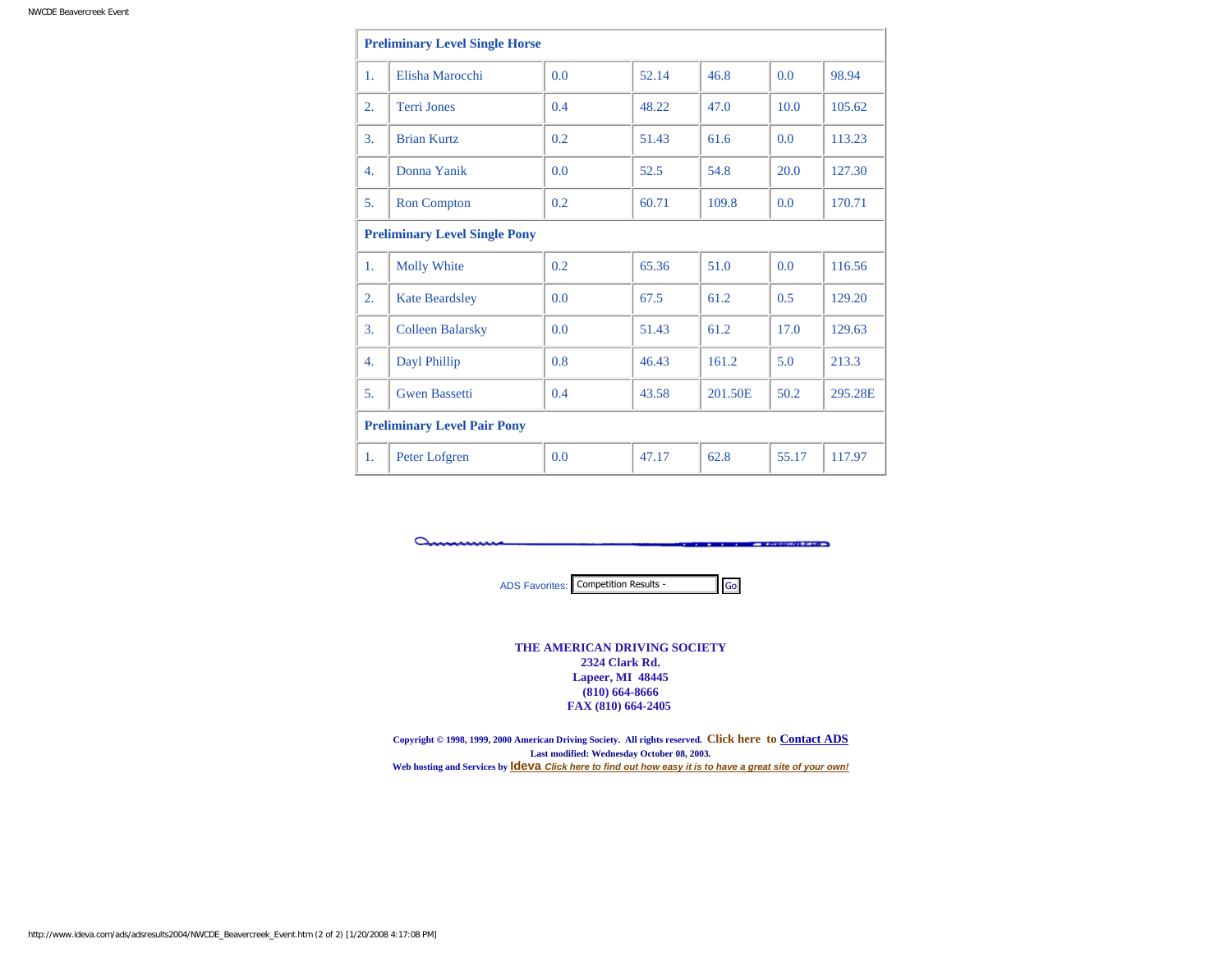| | | | | | | |
|---|---|---|---|---|---|---|
| **Preliminary Level Single Horse** | | | | | | |
| 1. | Elisha Marocchi | 0.0 | 52.14 | 46.8 | 0.0 | 98.94 |
| 2. | Terri Jones | 0.4 | 48.22 | 47.0 | 10.0 | 105.62 |
| 3. | Brian Kurtz | 0.2 | 51.43 | 61.6 | 0.0 | 113.23 |
| 4. | Donna Yanik | 0.0 | 52.5 | 54.8 | 20.0 | 127.30 |
| 5. | Ron Compton | 0.2 | 60.71 | 109.8 | 0.0 | 170.71 |
| **Preliminary Level Single Pony** | | | | | | |
| 1. | Molly White | 0.2 | 65.36 | 51.0 | 0.0 | 116.56 |
| 2. | Kate Beardsley | 0.0 | 67.5 | 61.2 | 0.5 | 129.20 |
| 3. | Colleen Balarsky | 0.0 | 51.43 | 61.2 | 17.0 | 129.63 |
| 4. | Dayl Phillip | 0.8 | 46.43 | 161.2 | 5.0 | 213.3 |
| 5. | Gwen Bassetti | 0.4 | 43.58 | 201.50E | 50.2 | 295.28E |
| **Preliminary Level Pair Pony** | | | | | | |
| 1. | Peter Lofgren | 0.0 | 47.17 | 62.8 | 55.17 | 117.97 |

ADS Favorites: Competition Results - Go

**THE AMERICAN DRIVING SOCIETY**
**2324 Clark Rd.**
**Lapeer, MI 48445**
**(810) 664-8666**
**FAX (810) 664-2405**

**Copyright © 1998, 1999, 2000 American Driving Society. All rights reserved. Click here to Contact ADS**
**Last modified: Wednesday October 08, 2003.**
**Web hosting and Services by Ideva *Click here to find out how easy it is to have a great site of your own!***